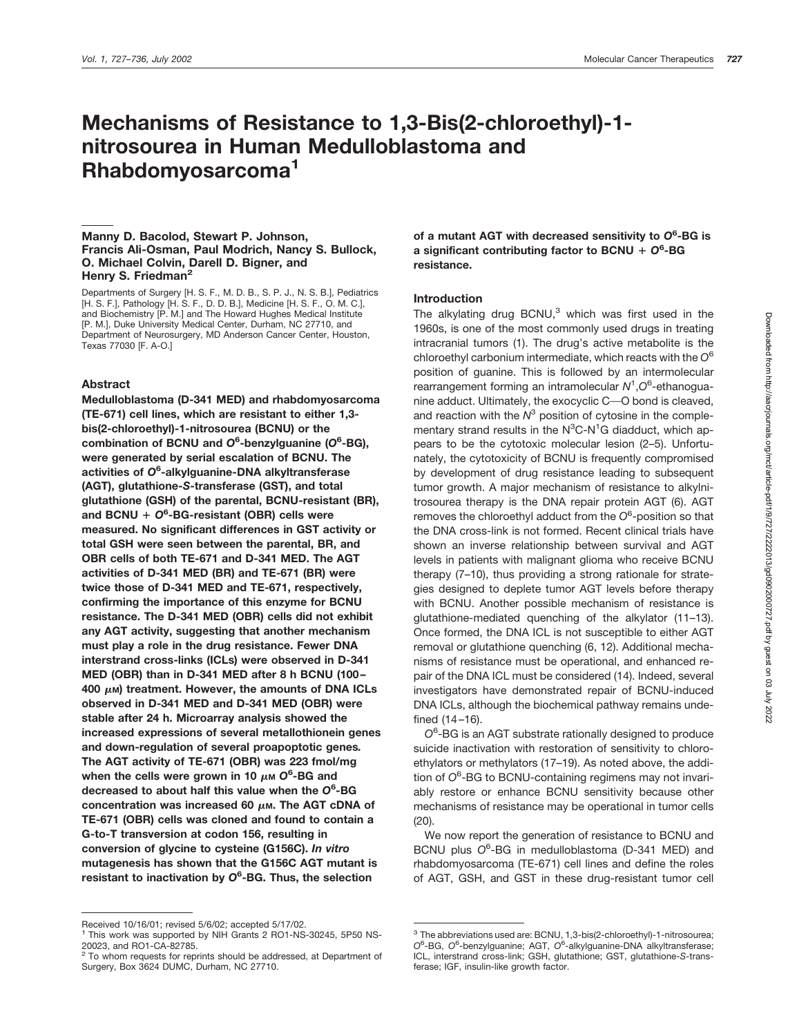# Mechanisms of Resistance to 1,3-Bis(2-chloroethyl)-1-nitrosourea in Human Medulloblastoma and Rhabdomyosarcoma[1]

**Manny D. Bacolod, Stewart P. Johnson, Francis Ali-Osman, Paul Modrich, Nancy S. Bullock, O. Michael Colvin, Darell D. Bigner, and Henry S. Friedman[2]**

Departments of Surgery [H. S. F., M. D. B., S. P. J., N. S. B.], Pediatrics [H. S. F.], Pathology [H. S. F., D. D. B.], Medicine [H. S. F., O. M. C.], and Biochemistry [P. M.] and The Howard Hughes Medical Institute [P. M.], Duke University Medical Center, Durham, NC 27710, and Department of Neurosurgery, MD Anderson Cancer Center, Houston, Texas 77030 [F. A-O.]

## Abstract

**Medulloblastoma (D-341 MED) and rhabdomyosarcoma (TE-671) cell lines, which are resistant to either 1,3-bis(2-chloroethyl)-1-nitrosourea (BCNU) or the combination of BCNU and *O*[6]-benzylguanine (*O*[6]-BG), were generated by serial escalation of BCNU. The activities of *O*[6]-alkylguanine-DNA alkyltransferase (AGT), glutathione-*S*-transferase (GST), and total glutathione (GSH) of the parental, BCNU-resistant (BR), and BCNU + *O*[6]-BG-resistant (OBR) cells were measured. No significant differences in GST activity or total GSH were seen between the parental, BR, and OBR cells of both TE-671 and D-341 MED. The AGT activities of D-341 MED (BR) and TE-671 (BR) were twice those of D-341 MED and TE-671, respectively, confirming the importance of this enzyme for BCNU resistance. The D-341 MED (OBR) cells did not exhibit any AGT activity, suggesting that another mechanism must play a role in the drug resistance. Fewer DNA interstrand cross-links (ICLs) were observed in D-341 MED (OBR) than in D-341 MED after 8 h BCNU (100–400 μM) treatment. However, the amounts of DNA ICLs observed in D-341 MED and D-341 MED (OBR) were stable after 24 h. Microarray analysis showed the increased expressions of several metallothionein genes and down-regulation of several proapoptotic genes. The AGT activity of TE-671 (OBR) was 223 fmol/mg when the cells were grown in 10 μM *O*[6]-BG and decreased to about half this value when the *O*[6]-BG concentration was increased 60 μM. The AGT cDNA of TE-671 (OBR) cells was cloned and found to contain a G-to-T transversion at codon 156, resulting in conversion of glycine to cysteine (G156C). *In vitro* mutagenesis has shown that the G156C AGT mutant is resistant to inactivation by *O*[6]-BG. Thus, the selection of a mutant AGT with decreased sensitivity to *O*[6]-BG is a significant contributing factor to BCNU + *O*[6]-BG resistance.**

## Introduction

The alkylating drug BCNU,[3] which was first used in the 1960s, is one of the most commonly used drugs in treating intracranial tumors (1). The drug's active metabolite is the chloroethyl carbonium intermediate, which reacts with the *O*[6] position of guanine. This is followed by an intermolecular rearrangement forming an intramolecular $N^1$,$O^6$-ethanoguanine adduct. Ultimately, the exocyclic C—O bond is cleaved, and reaction with the $N^3$ position of cytosine in the complementary strand results in the $N^3$C-$N^1$G diadduct, which appears to be the cytotoxic molecular lesion (2–5). Unfortunately, the cytotoxicity of BCNU is frequently compromised by development of drug resistance leading to subsequent tumor growth. A major mechanism of resistance to alkylnitrosourea therapy is the DNA repair protein AGT (6). AGT removes the chloroethyl adduct from the *O*[6]-position so that the DNA cross-link is not formed. Recent clinical trials have shown an inverse relationship between survival and AGT levels in patients with malignant glioma who receive BCNU therapy (7–10), thus providing a strong rationale for strategies designed to deplete tumor AGT levels before therapy with BCNU. Another possible mechanism of resistance is glutathione-mediated quenching of the alkylator (11–13). Once formed, the DNA ICL is not susceptible to either AGT removal or glutathione quenching (6, 12). Additional mechanisms of resistance must be operational, and enhanced repair of the DNA ICL must be considered (14). Indeed, several investigators have demonstrated repair of BCNU-induced DNA ICLs, although the biochemical pathway remains undefined (14–16).

*O*[6]-BG is an AGT substrate rationally designed to produce suicide inactivation with restoration of sensitivity to chloroethylators or methylators (17–19). As noted above, the addition of *O*[6]-BG to BCNU-containing regimens may not invariably restore or enhance BCNU sensitivity because other mechanisms of resistance may be operational in tumor cells (20).

We now report the generation of resistance to BCNU and BCNU plus *O*[6]-BG in medulloblastoma (D-341 MED) and rhabdomyosarcoma (TE-671) cell lines and define the roles of AGT, GSH, and GST in these drug-resistant tumor cell

---

Received 10/16/01; revised 5/6/02; accepted 5/17/02.

[1] This work was supported by NIH Grants 2 RO1-NS-30245, 5P50 NS-20023, and RO1-CA-82785.

[2] To whom requests for reprints should be addressed, at Department of Surgery, Box 3624 DUMC, Durham, NC 27710.

[3] The abbreviations used are: BCNU, 1,3-bis(2-chloroethyl)-1-nitrosourea; *O*[6]-BG, *O*[6]-benzylguanine; AGT, *O*[6]-alkylguanine-DNA alkyltransferase; ICL, interstrand cross-link; GSH, glutathione; GST, glutathione-*S*-transferase; IGF, insulin-like growth factor.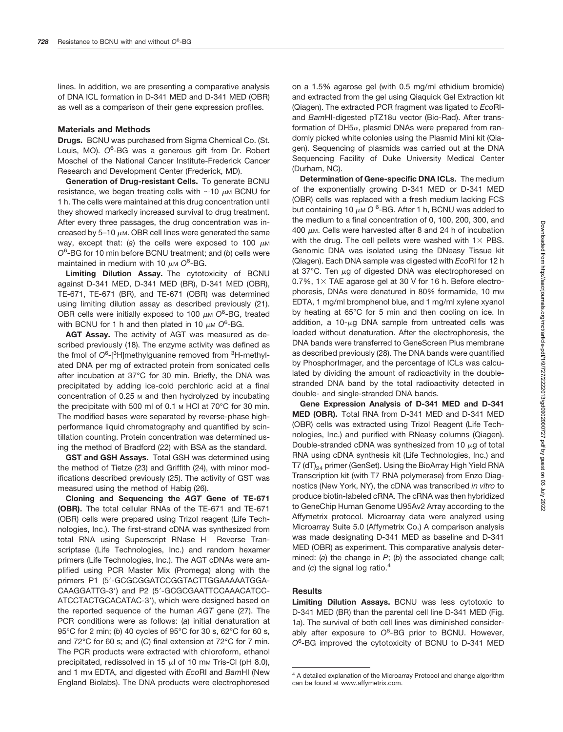lines. In addition, we are presenting a comparative analysis of DNA ICL formation in D-341 MED and D-341 MED (OBR) as well as a comparison of their gene expression profiles.

## Materials and Methods

**Drugs.** BCNU was purchased from Sigma Chemical Co. (St. Louis, MO). $O^6$-BG was a generous gift from Dr. Robert Moschel of the National Cancer Institute-Frederick Cancer Research and Development Center (Frederick, MD).

**Generation of Drug-resistant Cells.** To generate BCNU resistance, we began treating cells with ~10 $\mu$M BCNU for 1 h. The cells were maintained at this drug concentration until they showed markedly increased survival to drug treatment. After every three passages, the drug concentration was increased by 5–10 $\mu$M. OBR cell lines were generated the same way, except that: (*a*) the cells were exposed to 100 $\mu$M $O^6$-BG for 10 min before BCNU treatment; and (*b*) cells were maintained in medium with 10 $\mu$M $O^6$-BG.

**Limiting Dilution Assay.** The cytotoxicity of BCNU against D-341 MED, D-341 MED (BR), D-341 MED (OBR), TE-671, TE-671 (BR), and TE-671 (OBR) was determined using limiting dilution assay as described previously (21). OBR cells were initially exposed to 100 $\mu$M $O^6$-BG, treated with BCNU for 1 h and then plated in 10 $\mu$M $O^6$-BG.

**AGT Assay.** The activity of AGT was measured as described previously (18). The enzyme activity was defined as the fmol of $O^6$-[$^3$H]methylguanine removed from $^3$H-methylated DNA per mg of extracted protein from sonicated cells after incubation at 37°C for 30 min. Briefly, the DNA was precipitated by adding ice-cold perchloric acid at a final concentration of 0.25 M and then hydrolyzed by incubating the precipitate with 500 ml of 0.1 M HCl at 70°C for 30 min. The modified bases were separated by reverse-phase high-performance liquid chromatography and quantified by scintillation counting. Protein concentration was determined using the method of Bradford (22) with BSA as the standard.

**GST and GSH Assays.** Total GSH was determined using the method of Tietze (23) and Griffith (24), with minor modifications described previously (25). The activity of GST was measured using the method of Habig (26).

**Cloning and Sequencing the *AGT* Gene of TE-671 (OBR).** The total cellular RNAs of the TE-671 and TE-671 (OBR) cells were prepared using Trizol reagent (Life Technologies, Inc.). The first-strand cDNA was synthesized from total RNA using Superscript RNase H$^-$ Reverse Transcriptase (Life Technologies, Inc.) and random hexamer primers (Life Technologies, Inc.). The AGT cDNAs were amplified using PCR Master Mix (Promega) along with the primers P1 (5′-GCGCGGATCCGGTACTTGGAAAAATGGACAAGGATTG-3′) and P2 (5′-GCGCGAATTCCAAACATCCATCCTACTGCACATAC-3′), which were designed based on the reported sequence of the human *AGT* gene (27). The PCR conditions were as follows: (*a*) initial denaturation at 95°C for 2 min; (*b*) 40 cycles of 95°C for 30 s, 62°C for 60 s, and 72°C for 60 s; and (*C*) final extension at 72°C for 7 min. The PCR products were extracted with chloroform, ethanol precipitated, redissolved in 15 $\mu$l of 10 mM Tris-Cl (pH 8.0), and 1 mM EDTA, and digested with *Eco*RI and *Bam*HI (New England Biolabs). The DNA products were electrophoresed on a 1.5% agarose gel (with 0.5 mg/ml ethidium bromide) and extracted from the gel using Qiaquick Gel Extraction kit (Qiagen). The extracted PCR fragment was ligated to *Eco*RI- and *Bam*HI-digested pTZ18u vector (Bio-Rad). After transformation of DH5$\alpha$, plasmid DNAs were prepared from randomly picked white colonies using the Plasmid Mini kit (Qiagen). Sequencing of plasmids was carried out at the DNA Sequencing Facility of Duke University Medical Center (Durham, NC).

**Determination of Gene-specific DNA ICLs.** The medium of the exponentially growing D-341 MED or D-341 MED (OBR) cells was replaced with a fresh medium lacking FCS but containing 10 $\mu$M $O^6$-BG. After 1 h, BCNU was added to the medium to a final concentration of 0, 100, 200, 300, and 400 $\mu$M. Cells were harvested after 8 and 24 h of incubation with the drug. The cell pellets were washed with 1× PBS. Genomic DNA was isolated using the DNeasy Tissue kit (Qiagen). Each DNA sample was digested with *Eco*RI for 12 h at 37°C. Ten $\mu$g of digested DNA was electrophoresed on 0.7%, 1× TAE agarose gel at 30 V for 16 h. Before electrophoresis, DNAs were denatured in 80% formamide, 10 mM EDTA, 1 mg/ml bromphenol blue, and 1 mg/ml xylene xyanol by heating at 65°C for 5 min and then cooling on ice. In addition, a 10-$\mu$g DNA sample from untreated cells was loaded without denaturation. After the electrophoresis, the DNA bands were transferred to GeneScreen Plus membrane as described previously (28). The DNA bands were quantified by PhosphorImager, and the percentage of ICLs was calculated by dividing the amount of radioactivity in the double-stranded DNA band by the total radioactivity detected in double- and single-stranded DNA bands.

**Gene Expression Analysis of D-341 MED and D-341 MED (OBR).** Total RNA from D-341 MED and D-341 MED (OBR) cells was extracted using Trizol Reagent (Life Technologies, Inc.) and purified with RNeasy columns (Qiagen). Double-stranded cDNA was synthesized from 10 $\mu$g of total RNA using cDNA synthesis kit (Life Technologies, Inc.) and T7 $(dT)_{24}$ primer (GenSet). Using the BioArray High Yield RNA Transcription kit (with T7 RNA polymerase) from Enzo Diagnostics (New York, NY), the cDNA was transcribed *in vitro* to produce biotin-labeled cRNA. The cRNA was then hybridized to GeneChip Human Genome U95Av2 Array according to the Affymetrix protocol. Microarray data were analyzed using Microarray Suite 5.0 (Affymetrix Co.) A comparison analysis was made designating D-341 MED as baseline and D-341 MED (OBR) as experiment. This comparative analysis determined: (*a*) the change in *P*; (*b*) the associated change call; and (*c*) the signal log ratio.[4]

## Results

**Limiting Dilution Assays.** BCNU was less cytotoxic to D-341 MED (BR) than the parental cell line D-341 MED (Fig. 1*a*). The survival of both cell lines was diminished considerably after exposure to $O^6$-BG prior to BCNU. However, $O^6$-BG improved the cytotoxicity of BCNU to D-341 MED

---

[4] A detailed explanation of the Microarray Protocol and change algorithm can be found at www.affymetrix.com.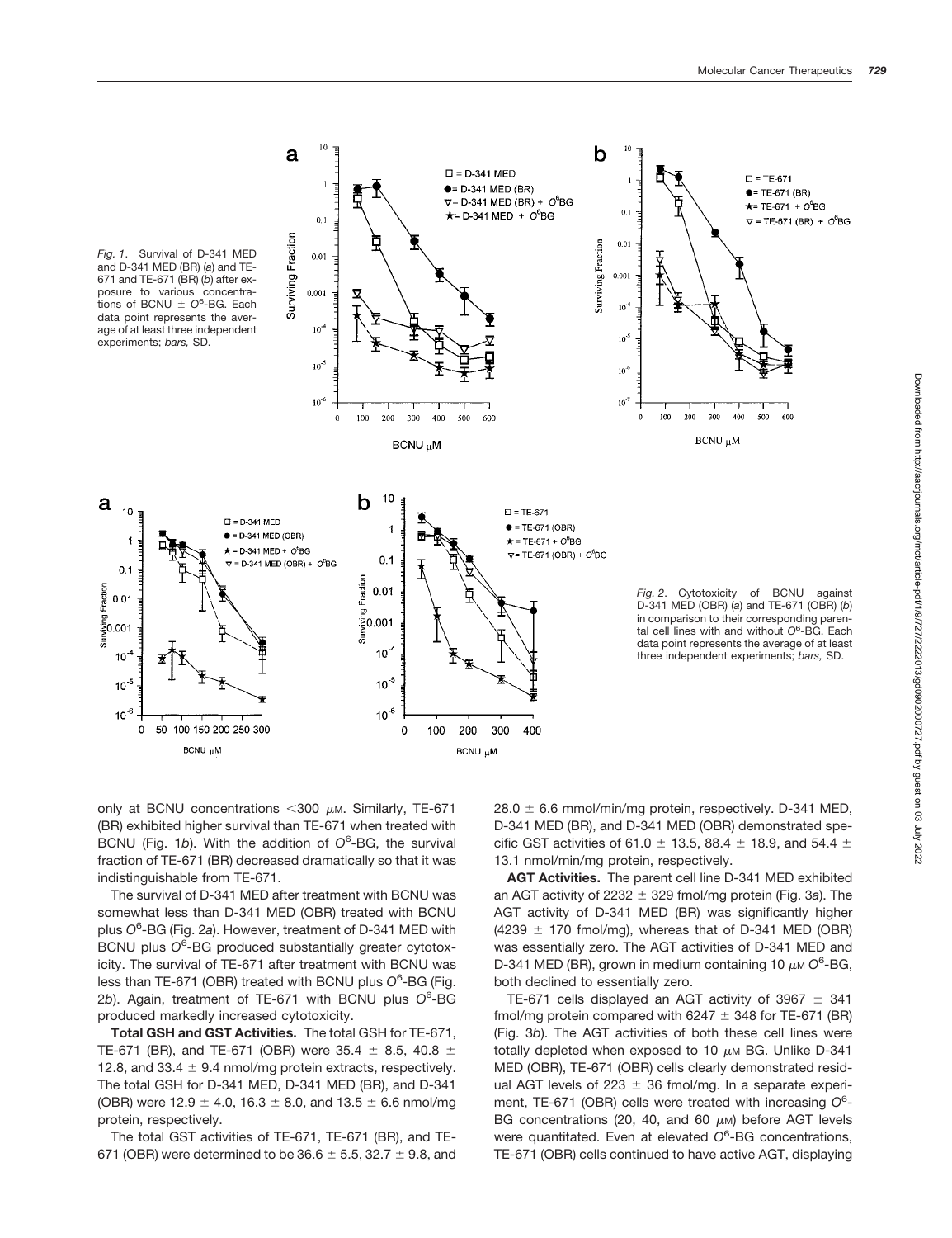*Fig. 1.* Survival of D-341 MED and D-341 MED (BR) (*a*) and TE-671 and TE-671 (BR) (*b*) after exposure to various concentrations of BCNU ± $O^6$-BG. Each data point represents the average of at least three independent experiments; *bars,* SD.

*Fig. 2.* Cytotoxicity of BCNU against D-341 MED (OBR) (*a*) and TE-671 (OBR) (*b*) in comparison to their corresponding parental cell lines with and without $O^6$-BG. Each data point represents the average of at least three independent experiments; *bars,* SD.

only at BCNU concentrations <300 μM. Similarly, TE-671 (BR) exhibited higher survival than TE-671 when treated with BCNU (Fig. 1*b*). With the addition of $O^6$-BG, the survival fraction of TE-671 (BR) decreased dramatically so that it was indistinguishable from TE-671.

The survival of D-341 MED after treatment with BCNU was somewhat less than D-341 MED (OBR) treated with BCNU plus $O^6$-BG (Fig. 2*a*). However, treatment of D-341 MED with BCNU plus $O^6$-BG produced substantially greater cytotoxicity. The survival of TE-671 after treatment with BCNU was less than TE-671 (OBR) treated with BCNU plus $O^6$-BG (Fig. 2*b*). Again, treatment of TE-671 with BCNU plus $O^6$-BG produced markedly increased cytotoxicity.

**Total GSH and GST Activities.** The total GSH for TE-671, TE-671 (BR), and TE-671 (OBR) were 35.4 ± 8.5, 40.8 ± 12.8, and 33.4 ± 9.4 nmol/mg protein extracts, respectively. The total GSH for D-341 MED, D-341 MED (BR), and D-341 (OBR) were 12.9 ± 4.0, 16.3 ± 8.0, and 13.5 ± 6.6 nmol/mg protein, respectively.

The total GST activities of TE-671, TE-671 (BR), and TE-671 (OBR) were determined to be 36.6 ± 5.5, 32.7 ± 9.8, and 28.0 ± 6.6 mmol/min/mg protein, respectively. D-341 MED, D-341 MED (BR), and D-341 MED (OBR) demonstrated specific GST activities of 61.0 ± 13.5, 88.4 ± 18.9, and 54.4 ± 13.1 nmol/min/mg protein, respectively.

**AGT Activities.** The parent cell line D-341 MED exhibited an AGT activity of 2232 ± 329 fmol/mg protein (Fig. 3*a*). The AGT activity of D-341 MED (BR) was significantly higher (4239 ± 170 fmol/mg), whereas that of D-341 MED (OBR) was essentially zero. The AGT activities of D-341 MED and D-341 MED (BR), grown in medium containing 10 μM $O^6$-BG, both declined to essentially zero.

TE-671 cells displayed an AGT activity of 3967 ± 341 fmol/mg protein compared with 6247 ± 348 for TE-671 (BR) (Fig. 3*b*). The AGT activities of both these cell lines were totally depleted when exposed to 10 μM BG. Unlike D-341 MED (OBR), TE-671 (OBR) cells clearly demonstrated residual AGT levels of 223 ± 36 fmol/mg. In a separate experiment, TE-671 (OBR) cells were treated with increasing $O^6$-BG concentrations (20, 40, and 60 μM) before AGT levels were quantitated. Even at elevated $O^6$-BG concentrations, TE-671 (OBR) cells continued to have active AGT, displaying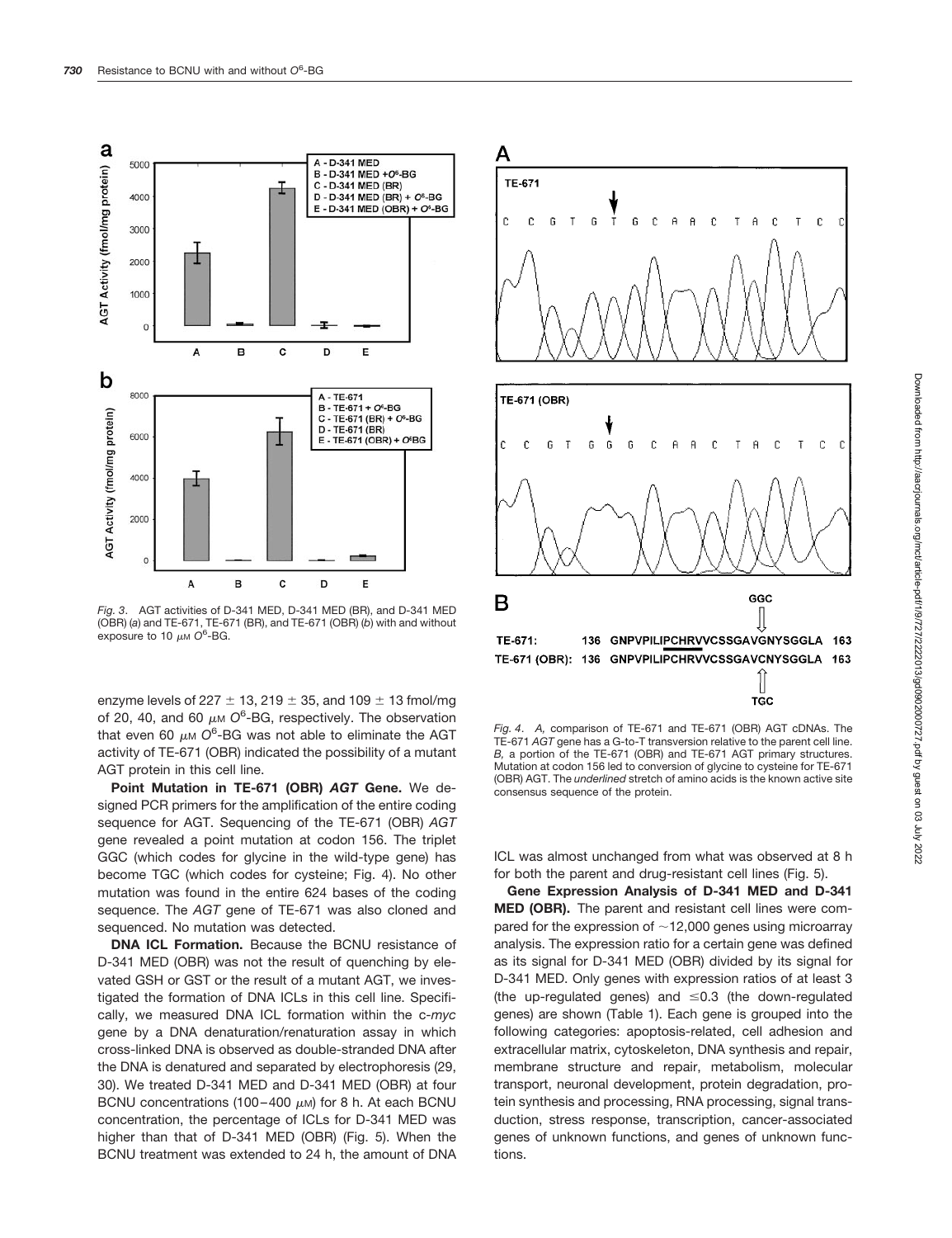Fig. 3. AGT activities of D-341 MED, D-341 MED (BR), and D-341 MED (OBR) (*a*) and TE-671, TE-671 (BR), and TE-671 (OBR) (*b*) with and without exposure to 10 $\mu$M $O^6$-BG.

enzyme levels of 227 ± 13, 219 ± 35, and 109 ± 13 fmol/mg of 20, 40, and 60 $\mu$M $O^6$-BG, respectively. The observation that even 60 $\mu$M $O^6$-BG was not able to eliminate the AGT activity of TE-671 (OBR) indicated the possibility of a mutant AGT protein in this cell line.

**Point Mutation in TE-671 (OBR) *AGT* Gene.** We designed PCR primers for the amplification of the entire coding sequence for AGT. Sequencing of the TE-671 (OBR) *AGT* gene revealed a point mutation at codon 156. The triplet GGC (which codes for glycine in the wild-type gene) has become TGC (which codes for cysteine; Fig. 4). No other mutation was found in the entire 624 bases of the coding sequence. The *AGT* gene of TE-671 was also cloned and sequenced. No mutation was detected.

**DNA ICL Formation.** Because the BCNU resistance of D-341 MED (OBR) was not the result of quenching by elevated GSH or GST or the result of a mutant AGT, we investigated the formation of DNA ICLs in this cell line. Specifically, we measured DNA ICL formation within the c-*myc* gene by a DNA denaturation/renaturation assay in which cross-linked DNA is observed as double-stranded DNA after the DNA is denatured and separated by electrophoresis (29, 30). We treated D-341 MED and D-341 MED (OBR) at four BCNU concentrations (100–400 $\mu$M) for 8 h. At each BCNU concentration, the percentage of ICLs for D-341 MED was higher than that of D-341 MED (OBR) (Fig. 5). When the BCNU treatment was extended to 24 h, the amount of DNA ICL was almost unchanged from what was observed at 8 h for both the parent and drug-resistant cell lines (Fig. 5).

Fig. 4. *A,* comparison of TE-671 and TE-671 (OBR) AGT cDNAs. The TE-671 *AGT* gene has a G-to-T transversion relative to the parent cell line. *B,* a portion of the TE-671 (OBR) and TE-671 AGT primary structures. Mutation at codon 156 led to conversion of glycine to cysteine for TE-671 (OBR) AGT. The *underlined* stretch of amino acids is the known active site consensus sequence of the protein.

**Gene Expression Analysis of D-341 MED and D-341 MED (OBR).** The parent and resistant cell lines were compared for the expression of ~12,000 genes using microarray analysis. The expression ratio for a certain gene was defined as its signal for D-341 MED (OBR) divided by its signal for D-341 MED. Only genes with expression ratios of at least 3 (the up-regulated genes) and ≤0.3 (the down-regulated genes) are shown (Table 1). Each gene is grouped into the following categories: apoptosis-related, cell adhesion and extracellular matrix, cytoskeleton, DNA synthesis and repair, membrane structure and repair, metabolism, molecular transport, neuronal development, protein degradation, protein synthesis and processing, RNA processing, signal transduction, stress response, transcription, cancer-associated genes of unknown functions, and genes of unknown functions.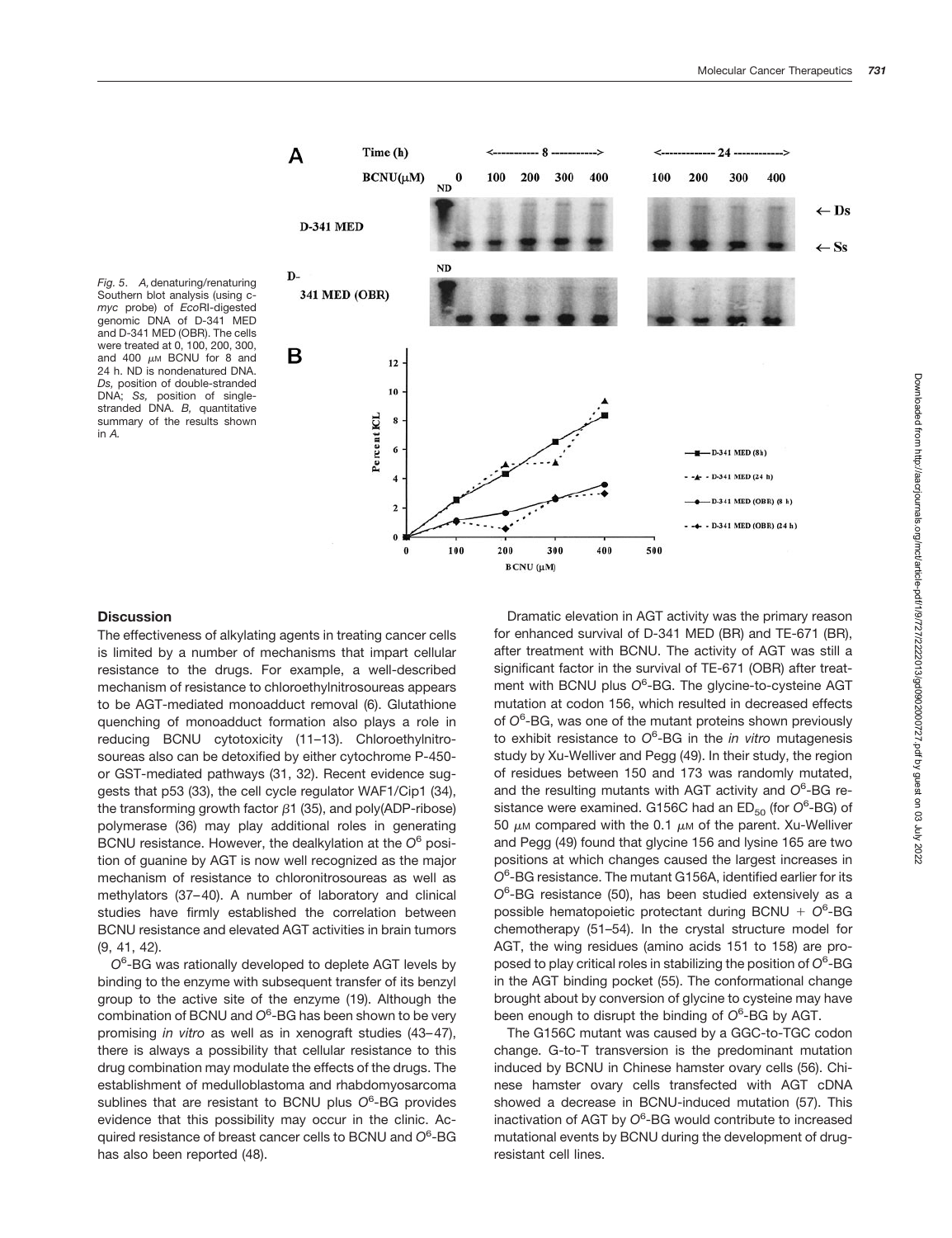*Fig. 5.* *A,* denaturing/renaturing Southern blot analysis (using c-*myc* probe) of *Eco*RI-digested genomic DNA of D-341 MED and D-341 MED (OBR). The cells were treated at 0, 100, 200, 300, and 400 $\mu$M BCNU for 8 and 24 h. ND is nondenatured DNA. *Ds,* position of double-stranded DNA; *Ss,* position of single-stranded DNA. *B,* quantitative summary of the results shown in *A.*

## Discussion

The effectiveness of alkylating agents in treating cancer cells is limited by a number of mechanisms that impart cellular resistance to the drugs. For example, a well-described mechanism of resistance to chloroethylnitrosoureas appears to be AGT-mediated monoadduct removal (6). Glutathione quenching of monoadduct formation also plays a role in reducing BCNU cytotoxicity (11–13). Chloroethylnitrosoureas also can be detoxified by either cytochrome P-450- or GST-mediated pathways (31, 32). Recent evidence suggests that p53 (33), the cell cycle regulator WAF1/Cip1 (34), the transforming growth factor $\beta$1 (35), and poly(ADP-ribose) polymerase (36) may play additional roles in generating BCNU resistance. However, the dealkylation at the $O^6$ position of guanine by AGT is now well recognized as the major mechanism of resistance to chloronitrosoureas as well as methylators (37–40). A number of laboratory and clinical studies have firmly established the correlation between BCNU resistance and elevated AGT activities in brain tumors (9, 41, 42).

$O^6$-BG was rationally developed to deplete AGT levels by binding to the enzyme with subsequent transfer of its benzyl group to the active site of the enzyme (19). Although the combination of BCNU and $O^6$-BG has been shown to be very promising *in vitro* as well as in xenograft studies (43–47), there is always a possibility that cellular resistance to this drug combination may modulate the effects of the drugs. The establishment of medulloblastoma and rhabdomyosarcoma sublines that are resistant to BCNU plus $O^6$-BG provides evidence that this possibility may occur in the clinic. Acquired resistance of breast cancer cells to BCNU and $O^6$-BG has also been reported (48).

Dramatic elevation in AGT activity was the primary reason for enhanced survival of D-341 MED (BR) and TE-671 (BR), after treatment with BCNU. The activity of AGT was still a significant factor in the survival of TE-671 (OBR) after treatment with BCNU plus $O^6$-BG. The glycine-to-cysteine AGT mutation at codon 156, which resulted in decreased effects of $O^6$-BG, was one of the mutant proteins shown previously to exhibit resistance to $O^6$-BG in the *in vitro* mutagenesis study by Xu-Welliver and Pegg (49). In their study, the region of residues between 150 and 173 was randomly mutated, and the resulting mutants with AGT activity and $O^6$-BG resistance were examined. G156C had an $ED_{50}$ (for $O^6$-BG) of 50 $\mu$M compared with the 0.1 $\mu$M of the parent. Xu-Welliver and Pegg (49) found that glycine 156 and lysine 165 are two positions at which changes caused the largest increases in $O^6$-BG resistance. The mutant G156A, identified earlier for its $O^6$-BG resistance (50), has been studied extensively as a possible hematopoietic protectant during BCNU + $O^6$-BG chemotherapy (51–54). In the crystal structure model for AGT, the wing residues (amino acids 151 to 158) are proposed to play critical roles in stabilizing the position of $O^6$-BG in the AGT binding pocket (55). The conformational change brought about by conversion of glycine to cysteine may have been enough to disrupt the binding of $O^6$-BG by AGT.

The G156C mutant was caused by a GGC-to-TGC codon change. G-to-T transversion is the predominant mutation induced by BCNU in Chinese hamster ovary cells (56). Chinese hamster ovary cells transfected with AGT cDNA showed a decrease in BCNU-induced mutation (57). This inactivation of AGT by $O^6$-BG would contribute to increased mutational events by BCNU during the development of drug-resistant cell lines.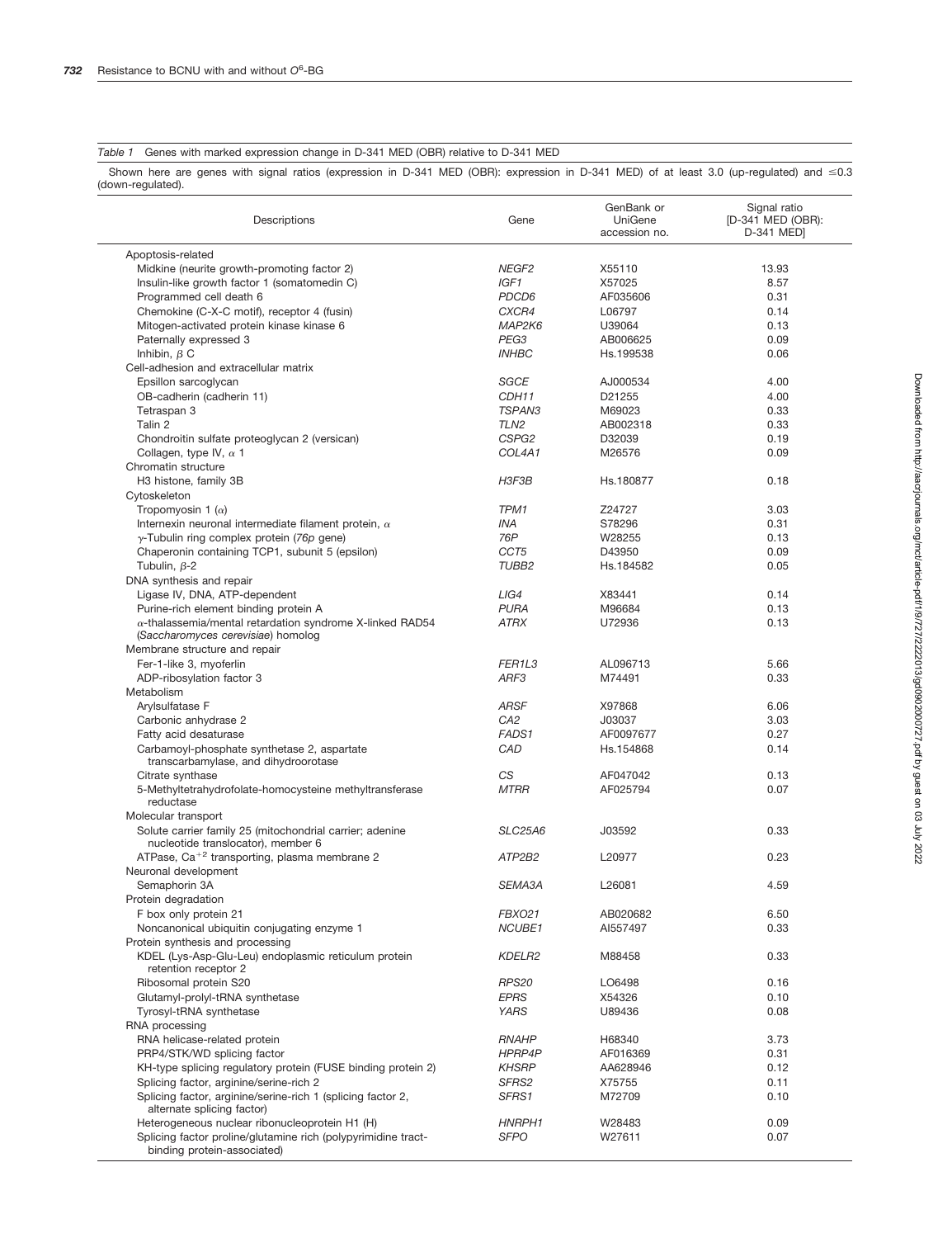*Table 1* Genes with marked expression change in D-341 MED (OBR) relative to D-341 MED

Shown here are genes with signal ratios (expression in D-341 MED (OBR): expression in D-341 MED) of at least 3.0 (up-regulated) and ≤0.3 (down-regulated).

| Descriptions | Gene | GenBank or UniGene accession no. | Signal ratio [D-341 MED (OBR): D-341 MED] |
|---|---|---|---|
| Apoptosis-related | | | |
| Midkine (neurite growth-promoting factor 2) | *NEGF2* | X55110 | 13.93 |
| Insulin-like growth factor 1 (somatomedin C) | *IGF1* | X57025 | 8.57 |
| Programmed cell death 6 | *PDCD6* | AF035606 | 0.31 |
| Chemokine (C-X-C motif), receptor 4 (fusin) | *CXCR4* | L06797 | 0.14 |
| Mitogen-activated protein kinase kinase 6 | *MAP2K6* | U39064 | 0.13 |
| Paternally expressed 3 | *PEG3* | AB006625 | 0.09 |
| Inhibin, β C | *INHBC* | Hs.199538 | 0.06 |
| Cell-adhesion and extracellular matrix | | | |
| Epsillon sarcoglycan | *SGCE* | AJ000534 | 4.00 |
| OB-cadherin (cadherin 11) | *CDH11* | D21255 | 4.00 |
| Tetraspan 3 | *TSPAN3* | M69023 | 0.33 |
| Talin 2 | *TLN2* | AB002318 | 0.33 |
| Chondroitin sulfate proteoglycan 2 (versican) | *CSPG2* | D32039 | 0.19 |
| Collagen, type IV, α 1 | *COL4A1* | M26576 | 0.09 |
| Chromatin structure | | | |
| H3 histone, family 3B | *H3F3B* | Hs.180877 | 0.18 |
| Cytoskeleton | | | |
| Tropomyosin 1 (α) | *TPM1* | Z24727 | 3.03 |
| Internexin neuronal intermediate filament protein, α | *INA* | S78296 | 0.31 |
| γ-Tubulin ring complex protein (*76p* gene) | *76P* | W28255 | 0.13 |
| Chaperonin containing TCP1, subunit 5 (epsilon) | *CCT5* | D43950 | 0.09 |
| Tubulin, β-2 | *TUBB2* | Hs.184582 | 0.05 |
| DNA synthesis and repair | | | |
| Ligase IV, DNA, ATP-dependent | *LIG4* | X83441 | 0.14 |
| Purine-rich element binding protein A | *PURA* | M96684 | 0.13 |
| α-thalassemia/mental retardation syndrome X-linked RAD54 (*Saccharomyces cerevisiae*) homolog | *ATRX* | U72936 | 0.13 |
| Membrane structure and repair | | | |
| Fer-1-like 3, myoferlin | *FER1L3* | AL096713 | 5.66 |
| ADP-ribosylation factor 3 | *ARF3* | M74491 | 0.33 |
| Metabolism | | | |
| Arylsulfatase F | *ARSF* | X97868 | 6.06 |
| Carbonic anhydrase 2 | *CA2* | J03037 | 3.03 |
| Fatty acid desaturase | *FADS1* | AF0097677 | 0.27 |
| Carbamoyl-phosphate synthetase 2, aspartate transcarbamylase, and dihydroorotase | *CAD* | Hs.154868 | 0.14 |
| Citrate synthase | *CS* | AF047042 | 0.13 |
| 5-Methyltetrahydrofolate-homocysteine methyltransferase reductase | *MTRR* | AF025794 | 0.07 |
| Molecular transport | | | |
| Solute carrier family 25 (mitochondrial carrier; adenine nucleotide translocator), member 6 | *SLC25A6* | J03592 | 0.33 |
| ATPase, $Ca^{+2}$ transporting, plasma membrane 2 | *ATP2B2* | L20977 | 0.23 |
| Neuronal development | | | |
| Semaphorin 3A | *SEMA3A* | L26081 | 4.59 |
| Protein degradation | | | |
| F box only protein 21 | *FBXO21* | AB020682 | 6.50 |
| Noncanonical ubiquitin conjugating enzyme 1 | *NCUBE1* | AI557497 | 0.33 |
| Protein synthesis and processing | | | |
| KDEL (Lys-Asp-Glu-Leu) endoplasmic reticulum protein retention receptor 2 | *KDELR2* | M88458 | 0.33 |
| Ribosomal protein S20 | *RPS20* | LO6498 | 0.16 |
| Glutamyl-prolyl-tRNA synthetase | *EPRS* | X54326 | 0.10 |
| Tyrosyl-tRNA synthetase | *YARS* | U89436 | 0.08 |
| RNA processing | | | |
| RNA helicase-related protein | *RNAHP* | H68340 | 3.73 |
| PRP4/STK/WD splicing factor | *HPRP4P* | AF016369 | 0.31 |
| KH-type splicing regulatory protein (FUSE binding protein 2) | *KHSRP* | AA628946 | 0.12 |
| Splicing factor, arginine/serine-rich 2 | *SFRS2* | X75755 | 0.11 |
| Splicing factor, arginine/serine-rich 1 (splicing factor 2, alternate splicing factor) | *SFRS1* | M72709 | 0.10 |
| Heterogeneous nuclear ribonucleoprotein H1 (H) | *HNRPH1* | W28483 | 0.09 |
| Splicing factor proline/glutamine rich (polypyrimidine tract-binding protein-associated) | *SFPO* | W27611 | 0.07 |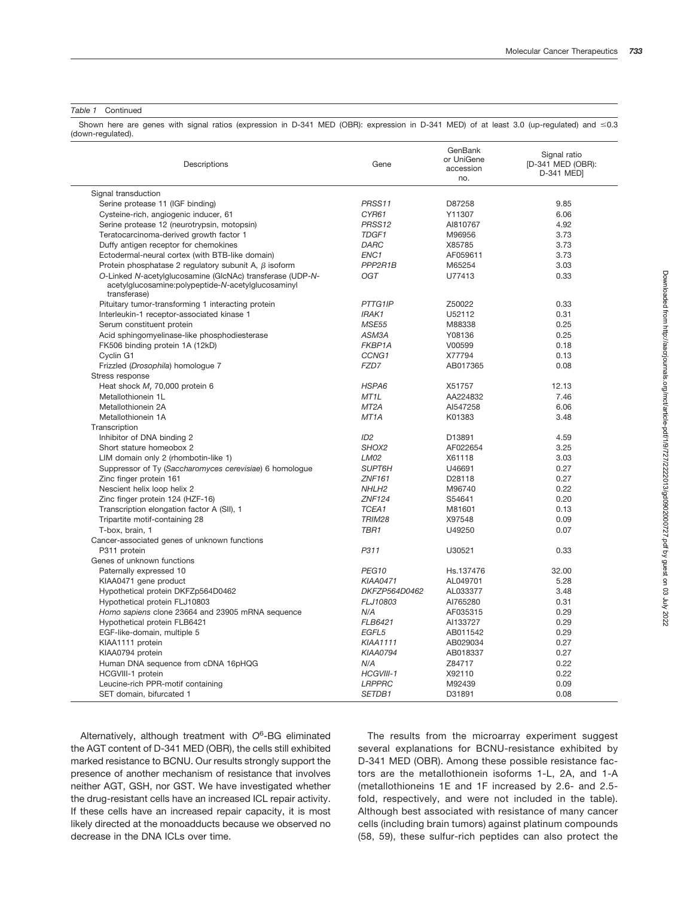*Table 1* Continued

Shown here are genes with signal ratios (expression in D-341 MED (OBR): expression in D-341 MED) of at least 3.0 (up-regulated) and ≤0.3 (down-regulated).

| Descriptions | Gene | GenBank or UniGene accession no. | Signal ratio [D-341 MED (OBR): D-341 MED] |
|---|---|---|---|
| Signal transduction | | | |
| Serine protease 11 (IGF binding) | *PRSS11* | D87258 | 9.85 |
| Cysteine-rich, angiogenic inducer, 61 | *CYR61* | Y11307 | 6.06 |
| Serine protease 12 (neurotrypsin, motopsin) | *PRSS12* | AI810767 | 4.92 |
| Teratocarcinoma-derived growth factor 1 | *TDGF1* | M96956 | 3.73 |
| Duffy antigen receptor for chemokines | *DARC* | X85785 | 3.73 |
| Ectodermal-neural cortex (with BTB-like domain) | *ENC1* | AF059611 | 3.73 |
| Protein phosphatase 2 regulatory subunit A, β isoform | *PPP2R1B* | M65254 | 3.03 |
| *O*-Linked *N*-acetylglucosamine (GlcNAc) transferase (UDP-*N*-acetylglucosamine:polypeptide-*N*-acetylglucosaminyl transferase) | *OGT* | U77413 | 0.33 |
| Pituitary tumor-transforming 1 interacting protein | *PTTG1IP* | Z50022 | 0.33 |
| Interleukin-1 receptor-associated kinase 1 | *IRAK1* | U52112 | 0.31 |
| Serum constituent protein | *MSE55* | M88338 | 0.25 |
| Acid sphingomyelinase-like phosphodiesterase | *ASM3A* | Y08136 | 0.25 |
| FK506 binding protein 1A (12kD) | *FKBP1A* | V00599 | 0.18 |
| Cyclin G1 | *CCNG1* | X77794 | 0.13 |
| Frizzled (*Drosophila*) homologue 7 | *FZD7* | AB017365 | 0.08 |
| Stress response | | | |
| Heat shock *M*, 70,000 protein 6 | *HSPA6* | X51757 | 12.13 |
| Metallothionein 1L | *MT1L* | AA224832 | 7.46 |
| Metallothionein 2A | *MT2A* | AI547258 | 6.06 |
| Metallothionein 1A | *MT1A* | K01383 | 3.48 |
| Transcription | | | |
| Inhibitor of DNA binding 2 | *ID2* | D13891 | 4.59 |
| Short stature homeobox 2 | *SHOX2* | AF022654 | 3.25 |
| LIM domain only 2 (rhombotin-like 1) | *LM02* | X61118 | 3.03 |
| Suppressor of Ty (*Saccharomyces cerevisiae*) 6 homologue | *SUPT6H* | U46691 | 0.27 |
| Zinc finger protein 161 | *ZNF161* | D28118 | 0.27 |
| Nescient helix loop helix 2 | *NHLH2* | M96740 | 0.22 |
| Zinc finger protein 124 (HZF-16) | *ZNF124* | S54641 | 0.20 |
| Transcription elongation factor A (SII), 1 | *TCEA1* | M81601 | 0.13 |
| Tripartite motif-containing 28 | *TRIM28* | X97548 | 0.09 |
| T-box, brain, 1 | *TBR1* | U49250 | 0.07 |
| Cancer-associated genes of unknown functions | | | |
| P311 protein | *P311* | U30521 | 0.33 |
| Genes of unknown functions | | | |
| Paternally expressed 10 | *PEG10* | Hs.137476 | 32.00 |
| KIAA0471 gene product | *KIAA0471* | AL049701 | 5.28 |
| Hypothetical protein DKFZp564D0462 | *DKFZP564D0462* | AL033377 | 3.48 |
| Hypothetical protein FLJ10803 | *FLJ10803* | AI765280 | 0.31 |
| *Homo sapiens* clone 23664 and 23905 mRNA sequence | *N/A* | AF035315 | 0.29 |
| Hypothetical protein FLB6421 | *FLB6421* | AI133727 | 0.29 |
| EGF-like-domain, multiple 5 | *EGFL5* | AB011542 | 0.29 |
| KIAA1111 protein | *KIAA1111* | AB029034 | 0.27 |
| KIAA0794 protein | *KIAA0794* | AB018337 | 0.27 |
| Human DNA sequence from cDNA 16pHQG | *N/A* | Z84717 | 0.22 |
| HCGVIII-1 protein | *HCGVIII-1* | X92110 | 0.22 |
| Leucine-rich PPR-motif containing | *LRPPRC* | M92439 | 0.09 |
| SET domain, bifurcated 1 | *SETDB1* | D31891 | 0.08 |

Alternatively, although treatment with $O^6$-BG eliminated the AGT content of D-341 MED (OBR), the cells still exhibited marked resistance to BCNU. Our results strongly support the presence of another mechanism of resistance that involves neither AGT, GSH, nor GST. We have investigated whether the drug-resistant cells have an increased ICL repair activity. If these cells have an increased repair capacity, it is most likely directed at the monoadducts because we observed no decrease in the DNA ICLs over time.

The results from the microarray experiment suggest several explanations for BCNU-resistance exhibited by D-341 MED (OBR). Among these possible resistance factors are the metallothionein isoforms 1-L, 2A, and 1-A (metallothioneins 1E and 1F increased by 2.6- and 2.5-fold, respectively, and were not included in the table). Although best associated with resistance of many cancer cells (including brain tumors) against platinum compounds (58, 59), these sulfur-rich peptides can also protect the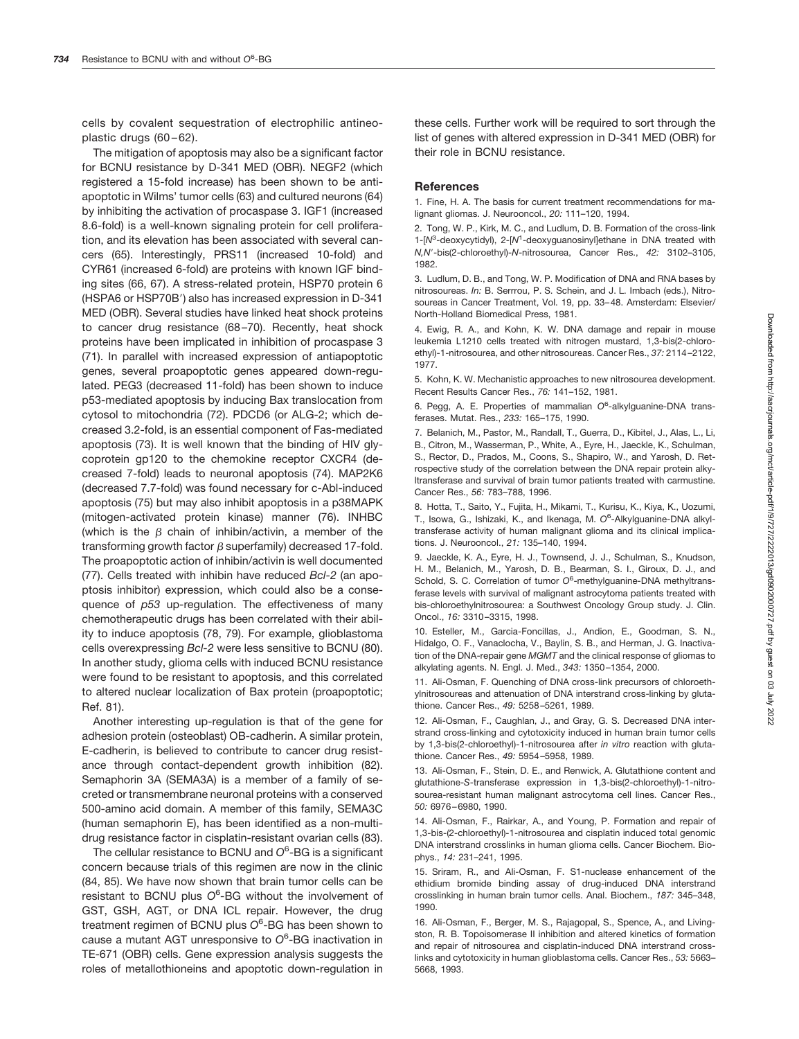cells by covalent sequestration of electrophilic antineoplastic drugs (60–62).

The mitigation of apoptosis may also be a significant factor for BCNU resistance by D-341 MED (OBR). NEGF2 (which registered a 15-fold increase) has been shown to be antiapoptotic in Wilms' tumor cells (63) and cultured neurons (64) by inhibiting the activation of procaspase 3. IGF1 (increased 8.6-fold) is a well-known signaling protein for cell proliferation, and its elevation has been associated with several cancers (65). Interestingly, PRS11 (increased 10-fold) and CYR61 (increased 6-fold) are proteins with known IGF binding sites (66, 67). A stress-related protein, HSP70 protein 6 (HSPA6 or HSP70B′) also has increased expression in D-341 MED (OBR). Several studies have linked heat shock proteins to cancer drug resistance (68–70). Recently, heat shock proteins have been implicated in inhibition of procaspase 3 (71). In parallel with increased expression of antiapoptotic genes, several proapoptotic genes appeared down-regulated. PEG3 (decreased 11-fold) has been shown to induce p53-mediated apoptosis by inducing Bax translocation from cytosol to mitochondria (72). PDCD6 (or ALG-2; which decreased 3.2-fold, is an essential component of Fas-mediated apoptosis (73). It is well known that the binding of HIV glycoprotein gp120 to the chemokine receptor CXCR4 (decreased 7-fold) leads to neuronal apoptosis (74). MAP2K6 (decreased 7.7-fold) was found necessary for c-Abl-induced apoptosis (75) but may also inhibit apoptosis in a p38MAPK (mitogen-activated protein kinase) manner (76). INHBC (which is the $\beta$ chain of inhibin/activin, a member of the transforming growth factor $\beta$ superfamily) decreased 17-fold. The proapoptotic action of inhibin/activin is well documented (77). Cells treated with inhibin have reduced *Bcl-2* (an apoptosis inhibitor) expression, which could also be a consequence of *p53* up-regulation. The effectiveness of many chemotherapeutic drugs has been correlated with their ability to induce apoptosis (78, 79). For example, glioblastoma cells overexpressing *Bcl-2* were less sensitive to BCNU (80). In another study, glioma cells with induced BCNU resistance were found to be resistant to apoptosis, and this correlated to altered nuclear localization of Bax protein (proapoptotic; Ref. 81).

Another interesting up-regulation is that of the gene for adhesion protein (osteoblast) OB-cadherin. A similar protein, E-cadherin, is believed to contribute to cancer drug resistance through contact-dependent growth inhibition (82). Semaphorin 3A (SEMA3A) is a member of a family of secreted or transmembrane neuronal proteins with a conserved 500-amino acid domain. A member of this family, SEMA3C (human semaphorin E), has been identified as a non-multidrug resistance factor in cisplatin-resistant ovarian cells (83).

The cellular resistance to BCNU and $O^6$-BG is a significant concern because trials of this regimen are now in the clinic (84, 85). We have now shown that brain tumor cells can be resistant to BCNU plus $O^6$-BG without the involvement of GST, GSH, AGT, or DNA ICL repair. However, the drug treatment regimen of BCNU plus $O^6$-BG has been shown to cause a mutant AGT unresponsive to $O^6$-BG inactivation in TE-671 (OBR) cells. Gene expression analysis suggests the roles of metallothioneins and apoptotic down-regulation in these cells. Further work will be required to sort through the list of genes with altered expression in D-341 MED (OBR) for their role in BCNU resistance.

## References

1. Fine, H. A. The basis for current treatment recommendations for malignant gliomas. J. Neurooncol., *20:* 111–120, 1994.

2. Tong, W. P., Kirk, M. C., and Ludlum, D. B. Formation of the cross-link 1-[$N^3$-deoxycytidyl), 2-[$N^1$-deoxyguanosinyl]ethane in DNA treated with *N,N′*-bis(2-chloroethyl)-*N*-nitrosourea, Cancer Res., *42:* 3102–3105, 1982.

3. Ludlum, D. B., and Tong, W. P. Modification of DNA and RNA bases by nitrosoureas. *In:* B. Serrrou, P. S. Schein, and J. L. Imbach (eds.), Nitrosoureas in Cancer Treatment, Vol. 19, pp. 33–48. Amsterdam: Elsevier/North-Holland Biomedical Press, 1981.

4. Ewig, R. A., and Kohn, K. W. DNA damage and repair in mouse leukemia L1210 cells treated with nitrogen mustard, 1,3-bis(2-chloroethyl)-1-nitrosourea, and other nitrosoureas. Cancer Res., *37:* 2114–2122, 1977.

5. Kohn, K. W. Mechanistic approaches to new nitrosourea development. Recent Results Cancer Res., *76:* 141–152, 1981.

6. Pegg, A. E. Properties of mammalian $O^6$-alkylguanine-DNA transferases. Mutat. Res., *233:* 165–175, 1990.

7. Belanich, M., Pastor, M., Randall, T., Guerra, D., Kibitel, J., Alas, L., Li, B., Citron, M., Wasserman, P., White, A., Eyre, H., Jaeckle, K., Schulman, S., Rector, D., Prados, M., Coons, S., Shapiro, W., and Yarosh, D. Retrospective study of the correlation between the DNA repair protein alkyltransferase and survival of brain tumor patients treated with carmustine. Cancer Res., *56:* 783–788, 1996.

8. Hotta, T., Saito, Y., Fujita, H., Mikami, T., Kurisu, K., Kiya, K., Uozumi, T., Isowa, G., Ishizaki, K., and Ikenaga, M. $O^6$-Alkylguanine-DNA alkyltransferase activity of human malignant glioma and its clinical implications. J. Neurooncol., *21:* 135–140, 1994.

9. Jaeckle, K. A., Eyre, H. J., Townsend, J. J., Schulman, S., Knudson, H. M., Belanich, M., Yarosh, D. B., Bearman, S. I., Giroux, D. J., and Schold, S. C. Correlation of tumor $O^6$-methylguanine-DNA methyltransferase levels with survival of malignant astrocytoma patients treated with bis-chloroethylnitrosourea: a Southwest Oncology Group study. J. Clin. Oncol., *16:* 3310–3315, 1998.

10. Esteller, M., Garcia-Foncillas, J., Andion, E., Goodman, S. N., Hidalgo, O. F., Vanaclocha, V., Baylin, S. B., and Herman, J. G. Inactivation of the DNA-repair gene *MGMT* and the clinical response of gliomas to alkylating agents. N. Engl. J. Med., *343:* 1350–1354, 2000.

11. Ali-Osman, F. Quenching of DNA cross-link precursors of chloroethylnitrosoureas and attenuation of DNA interstrand cross-linking by glutathione. Cancer Res., *49:* 5258–5261, 1989.

12. Ali-Osman, F., Caughlan, J., and Gray, G. S. Decreased DNA interstrand cross-linking and cytotoxicity induced in human brain tumor cells by 1,3-bis(2-chloroethyl)-1-nitrosourea after *in vitro* reaction with glutathione. Cancer Res., *49:* 5954–5958, 1989.

13. Ali-Osman, F., Stein, D. E., and Renwick, A. Glutathione content and glutathione-*S*-transferase expression in 1,3-bis(2-chloroethyl)-1-nitrosourea-resistant human malignant astrocytoma cell lines. Cancer Res., *50:* 6976–6980, 1990.

14. Ali-Osman, F., Rairkar, A., and Young, P. Formation and repair of 1,3-bis-(2-chloroethyl)-1-nitrosourea and cisplatin induced total genomic DNA interstrand crosslinks in human glioma cells. Cancer Biochem. Biophys., *14:* 231–241, 1995.

15. Sriram, R., and Ali-Osman, F. S1-nuclease enhancement of the ethidium bromide binding assay of drug-induced DNA interstrand crosslinking in human brain tumor cells. Anal. Biochem., *187:* 345–348, 1990.

16. Ali-Osman, F., Berger, M. S., Rajagopal, S., Spence, A., and Livingston, R. B. Topoisomerase II inhibition and altered kinetics of formation and repair of nitrosourea and cisplatin-induced DNA interstrand crosslinks and cytotoxicity in human glioblastoma cells. Cancer Res., *53:* 5663–5668, 1993.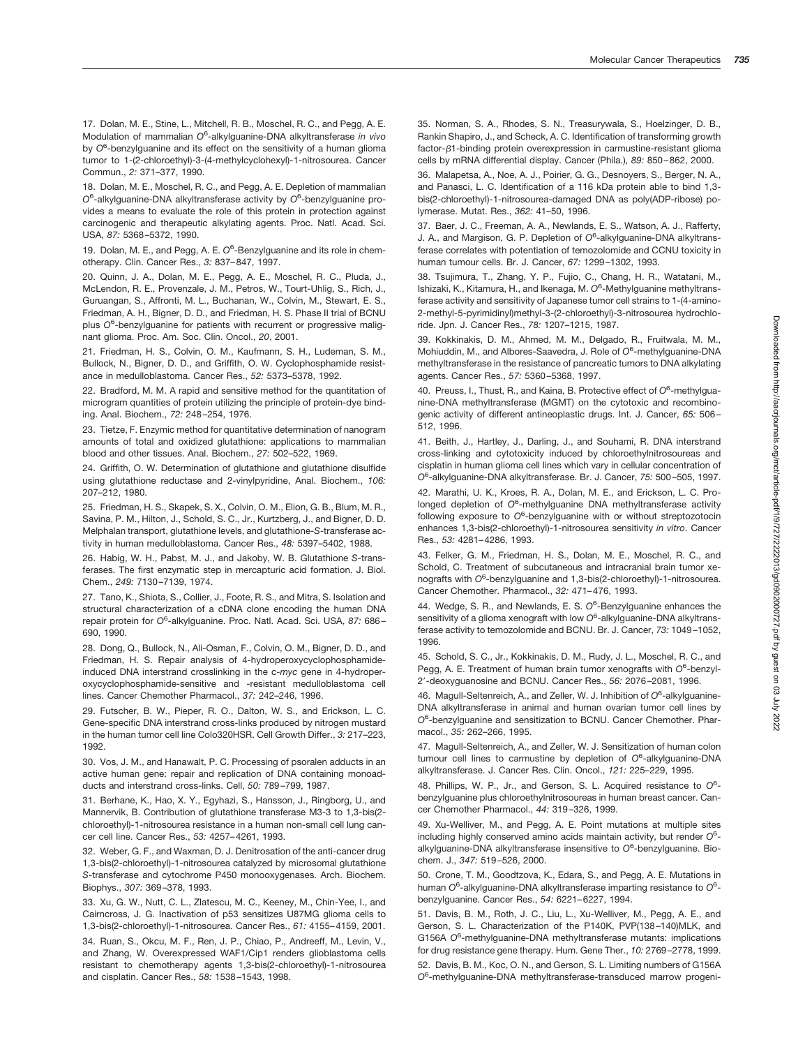17. Dolan, M. E., Stine, L., Mitchell, R. B., Moschel, R. C., and Pegg, A. E. Modulation of mammalian $O^6$-alkylguanine-DNA alkyltransferase *in vivo* by $O^6$-benzylguanine and its effect on the sensitivity of a human glioma tumor to 1-(2-chloroethyl)-3-(4-methylcyclohexyl)-1-nitrosourea. Cancer Commun., *2:* 371–377, 1990.

18. Dolan, M. E., Moschel, R. C., and Pegg, A. E. Depletion of mammalian $O^6$-alkylguanine-DNA alkyltransferase activity by $O^6$-benzylguanine provides a means to evaluate the role of this protein in protection against carcinogenic and therapeutic alkylating agents. Proc. Natl. Acad. Sci. USA, *87:* 5368–5372, 1990.

19. Dolan, M. E., and Pegg, A. E. $O^6$-Benzylguanine and its role in chemotherapy. Clin. Cancer Res., *3:* 837–847, 1997.

20. Quinn, J. A., Dolan, M. E., Pegg, A. E., Moschel, R. C., Pluda, J., McLendon, R. E., Provenzale, J. M., Petros, W., Tourt-Uhlig, S., Rich, J., Guruangan, S., Affronti, M. L., Buchanan, W., Colvin, M., Stewart, E. S., Friedman, A. H., Bigner, D. D., and Friedman, H. S. Phase II trial of BCNU plus $O^6$-benzylguanine for patients with recurrent or progressive malignant glioma. Proc. Am. Soc. Clin. Oncol., *20*, 2001.

21. Friedman, H. S., Colvin, O. M., Kaufmann, S. H., Ludeman, S. M., Bullock, N., Bigner, D. D., and Griffith, O. W. Cyclophosphamide resistance in medulloblastoma. Cancer Res., *52:* 5373–5378, 1992.

22. Bradford, M. M. A rapid and sensitive method for the quantitation of microgram quantities of protein utilizing the principle of protein-dye binding. Anal. Biochem., *72:* 248–254, 1976.

23. Tietze, F. Enzymic method for quantitative determination of nanogram amounts of total and oxidized glutathione: applications to mammalian blood and other tissues. Anal. Biochem., *27:* 502–522, 1969.

24. Griffith, O. W. Determination of glutathione and glutathione disulfide using glutathione reductase and 2-vinylpyridine, Anal. Biochem., *106:* 207–212, 1980.

25. Friedman, H. S., Skapek, S. X., Colvin, O. M., Elion, G. B., Blum, M. R., Savina, P. M., Hilton, J., Schold, S. C., Jr., Kurtzberg, J., and Bigner, D. D. Melphalan transport, glutathione levels, and glutathione-*S*-transferase activity in human medulloblastoma. Cancer Res., *48:* 5397–5402, 1988.

26. Habig, W. H., Pabst, M. J., and Jakoby, W. B. Glutathione *S*-transferases. The first enzymatic step in mercapturic acid formation. J. Biol. Chem., *249:* 7130–7139, 1974.

27. Tano, K., Shiota, S., Collier, J., Foote, R. S., and Mitra, S. Isolation and structural characterization of a cDNA clone encoding the human DNA repair protein for $O^6$-alkylguanine. Proc. Natl. Acad. Sci. USA, *87:* 686–690, 1990.

28. Dong, Q., Bullock, N., Ali-Osman, F., Colvin, O. M., Bigner, D. D., and Friedman, H. S. Repair analysis of 4-hydroperoxycyclophosphamide-induced DNA interstrand crosslinking in the c-*myc* gene in 4-hydroperoxycyclophosphamide-sensitive and -resistant medulloblastoma cell lines. Cancer Chemother Pharmacol., *37:* 242–246, 1996.

29. Futscher, B. W., Pieper, R. O., Dalton, W. S., and Erickson, L. C. Gene-specific DNA interstrand cross-links produced by nitrogen mustard in the human tumor cell line Colo320HSR. Cell Growth Differ., *3:* 217–223, 1992.

30. Vos, J. M., and Hanawalt, P. C. Processing of psoralen adducts in an active human gene: repair and replication of DNA containing monoadducts and interstrand cross-links. Cell, *50:* 789–799, 1987.

31. Berhane, K., Hao, X. Y., Egyhazi, S., Hansson, J., Ringborg, U., and Mannervik, B. Contribution of glutathione transferase M3-3 to 1,3-bis(2-chloroethyl)-1-nitrosourea resistance in a human non-small cell lung cancer cell line. Cancer Res., *53:* 4257–4261, 1993.

32. Weber, G. F., and Waxman, D. J. Denitrosation of the anti-cancer drug 1,3-bis(2-chloroethyl)-1-nitrosourea catalyzed by microsomal glutathione *S*-transferase and cytochrome P450 monooxygenases. Arch. Biochem. Biophys., *307:* 369–378, 1993.

33. Xu, G. W., Nutt, C. L., Zlatescu, M. C., Keeney, M., Chin-Yee, I., and Cairncross, J. G. Inactivation of p53 sensitizes U87MG glioma cells to 1,3-bis(2-chloroethyl)-1-nitrosourea. Cancer Res., *61:* 4155–4159, 2001.

34. Ruan, S., Okcu, M. F., Ren, J. P., Chiao, P., Andreeff, M., Levin, V., and Zhang, W. Overexpressed WAF1/Cip1 renders glioblastoma cells resistant to chemotherapy agents 1,3-bis(2-chloroethyl)-1-nitrosourea and cisplatin. Cancer Res., *58:* 1538–1543, 1998.

35. Norman, S. A., Rhodes, S. N., Treasurywala, S., Hoelzinger, D. B., Rankin Shapiro, J., and Scheck, A. C. Identification of transforming growth factor-$\beta$1-binding protein overexpression in carmustine-resistant glioma cells by mRNA differential display. Cancer (Phila.), *89:* 850–862, 2000.

36. Malapetsa, A., Noe, A. J., Poirier, G. G., Desnoyers, S., Berger, N. A., and Panasci, L. C. Identification of a 116 kDa protein able to bind 1,3-bis(2-chloroethyl)-1-nitrosourea-damaged DNA as poly(ADP-ribose) polymerase. Mutat. Res., *362:* 41–50, 1996.

37. Baer, J. C., Freeman, A. A., Newlands, E. S., Watson, A. J., Rafferty, J. A., and Margison, G. P. Depletion of $O^6$-alkylguanine-DNA alkyltransferase correlates with potentiation of temozolomide and CCNU toxicity in human tumour cells. Br. J. Cancer, *67:* 1299–1302, 1993.

38. Tsujimura, T., Zhang, Y. P., Fujio, C., Chang, H. R., Watatani, M., Ishizaki, K., Kitamura, H., and Ikenaga, M. $O^6$-Methylguanine methyltransferase activity and sensitivity of Japanese tumor cell strains to 1-(4-amino-2-methyl-5-pyrimidinyl)methyl-3-(2-chloroethyl)-3-nitrosourea hydrochloride. Jpn. J. Cancer Res., *78:* 1207–1215, 1987.

39. Kokkinakis, D. M., Ahmed, M. M., Delgado, R., Fruitwala, M. M., Mohiuddin, M., and Albores-Saavedra, J. Role of $O^6$-methylguanine-DNA methyltransferase in the resistance of pancreatic tumors to DNA alkylating agents. Cancer Res., *57:* 5360–5368, 1997.

40. Preuss, I., Thust, R., and Kaina, B. Protective effect of $O^6$-methylguanine-DNA methyltransferase (MGMT) on the cytotoxic and recombinogenic activity of different antineoplastic drugs. Int. J. Cancer, *65:* 506–512, 1996.

41. Beith, J., Hartley, J., Darling, J., and Souhami, R. DNA interstrand cross-linking and cytotoxicity induced by chloroethylnitrosoureas and cisplatin in human glioma cell lines which vary in cellular concentration of $O^6$-alkylguanine-DNA alkyltransferase. Br. J. Cancer, *75:* 500–505, 1997.

42. Marathi, U. K., Kroes, R. A., Dolan, M. E., and Erickson, L. C. Prolonged depletion of $O^6$-methylguanine DNA methyltransferase activity following exposure to $O^6$-benzylguanine with or without streptozotocin enhances 1,3-bis(2-chloroethyl)-1-nitrosourea sensitivity *in vitro*. Cancer Res., *53:* 4281–4286, 1993.

43. Felker, G. M., Friedman, H. S., Dolan, M. E., Moschel, R. C., and Schold, C. Treatment of subcutaneous and intracranial brain tumor xenografts with $O^6$-benzylguanine and 1,3-bis(2-chloroethyl)-1-nitrosourea. Cancer Chemother. Pharmacol., *32:* 471–476, 1993.

44. Wedge, S. R., and Newlands, E. S. $O^6$-Benzylguanine enhances the sensitivity of a glioma xenograft with low $O^6$-alkylguanine-DNA alkyltransferase activity to temozolomide and BCNU. Br. J. Cancer, *73:* 1049–1052, 1996.

45. Schold, S. C., Jr., Kokkinakis, D. M., Rudy, J. L., Moschel, R. C., and Pegg, A. E. Treatment of human brain tumor xenografts with $O^6$-benzyl-2′-deoxyguanosine and BCNU. Cancer Res., *56:* 2076–2081, 1996.

46. Magull-Seltenreich, A., and Zeller, W. J. Inhibition of $O^6$-alkylguanine-DNA alkyltransferase in animal and human ovarian tumor cell lines by $O^6$-benzylguanine and sensitization to BCNU. Cancer Chemother. Pharmacol., *35:* 262–266, 1995.

47. Magull-Seltenreich, A., and Zeller, W. J. Sensitization of human colon tumour cell lines to carmustine by depletion of $O^6$-alkylguanine-DNA alkyltransferase. J. Cancer Res. Clin. Oncol., *121:* 225–229, 1995.

48. Phillips, W. P., Jr., and Gerson, S. L. Acquired resistance to $O^6$-benzylguanine plus chloroethylnitrosoureas in human breast cancer. Cancer Chemother Pharmacol., *44:* 319–326, 1999.

49. Xu-Welliver, M., and Pegg, A. E. Point mutations at multiple sites including highly conserved amino acids maintain activity, but render $O^6$-alkylguanine-DNA alkyltransferase insensitive to $O^6$-benzylguanine. Biochem. J., *347:* 519–526, 2000.

50. Crone, T. M., Goodtzova, K., Edara, S., and Pegg, A. E. Mutations in human $O^6$-alkylguanine-DNA alkyltransferase imparting resistance to $O^6$-benzylguanine. Cancer Res., *54:* 6221–6227, 1994.

51. Davis, B. M., Roth, J. C., Liu, L., Xu-Welliver, M., Pegg, A. E., and Gerson, S. L. Characterization of the P140K, PVP(138–140)MLK, and G156A $O^6$-methylguanine-DNA methyltransferase mutants: implications for drug resistance gene therapy. Hum. Gene Ther., *10:* 2769–2778, 1999.

52. Davis, B. M., Koc, O. N., and Gerson, S. L. Limiting numbers of G156A $O^6$-methylguanine-DNA methyltransferase-transduced marrow progeni-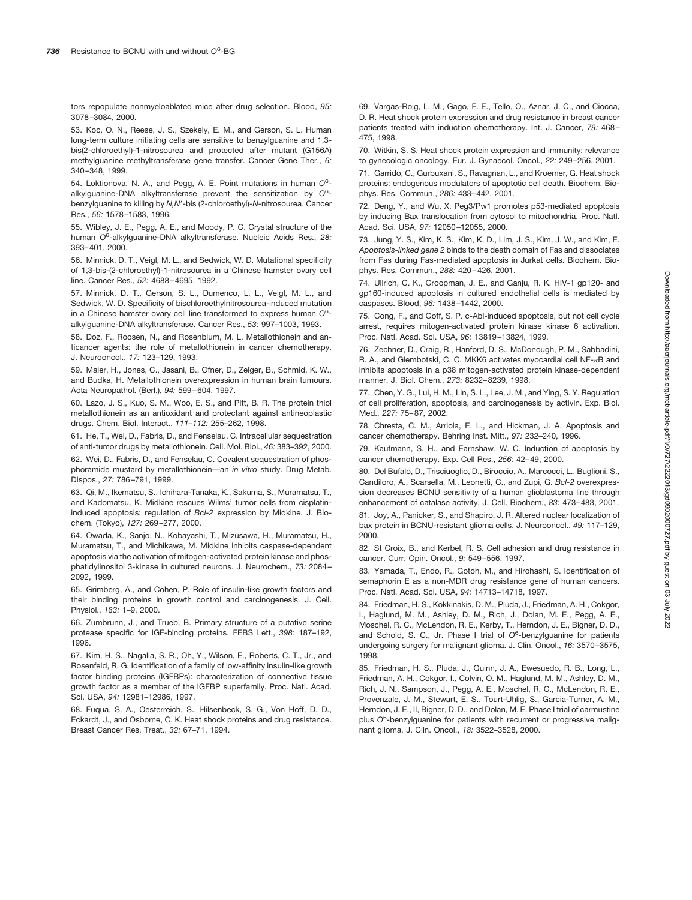tors repopulate nonmyeloablated mice after drug selection. Blood, *95:* 3078–3084, 2000.

53. Koc, O. N., Reese, J. S., Szekely, E. M., and Gerson, S. L. Human long-term culture initiating cells are sensitive to benzylguanine and 1,3-bis(2-chloroethyl)-1-nitrosourea and protected after mutant (G156A) methylguanine methyltransferase gene transfer. Cancer Gene Ther., *6:* 340–348, 1999.

54. Loktionova, N. A., and Pegg, A. E. Point mutations in human $O^6$-alkylguanine-DNA alkyltransferase prevent the sensitization by $O^6$-benzylguanine to killing by *N,N'*-bis (2-chloroethyl)-*N*-nitrosourea. Cancer Res., *56:* 1578–1583, 1996.

55. Wibley, J. E., Pegg, A. E., and Moody, P. C. Crystal structure of the human $O^6$-alkylguanine-DNA alkyltransferase. Nucleic Acids Res., *28:* 393–401, 2000.

56. Minnick, D. T., Veigl, M. L., and Sedwick, W. D. Mutational specificity of 1,3-bis-(2-chloroethyl)-1-nitrosourea in a Chinese hamster ovary cell line. Cancer Res., *52:* 4688–4695, 1992.

57. Minnick, D. T., Gerson, S. L., Dumenco, L. L., Veigl, M. L., and Sedwick, W. D. Specificity of bischloroethylnitrosourea-induced mutation in a Chinese hamster ovary cell line transformed to express human $O^6$-alkylguanine-DNA alkyltransferase. Cancer Res., *53:* 997–1003, 1993.

58. Doz, F., Roosen, N., and Rosenblum, M. L. Metallothionein and anticancer agents: the role of metallothionein in cancer chemotherapy. J. Neurooncol., *17:* 123–129, 1993.

59. Maier, H., Jones, C., Jasani, B., Ofner, D., Zelger, B., Schmid, K. W., and Budka, H. Metallothionein overexpression in human brain tumours. Acta Neuropathol. (Berl.), *94:* 599–604, 1997.

60. Lazo, J. S., Kuo, S. M., Woo, E. S., and Pitt, B. R. The protein thiol metallothionein as an antioxidant and protectant against antineoplastic drugs. Chem. Biol. Interact., *111–112:* 255–262, 1998.

61. He, T., Wei, D., Fabris, D., and Fenselau, C. Intracellular sequestration of anti-tumor drugs by metallothionein. Cell. Mol. Biol., *46:* 383–392, 2000.

62. Wei, D., Fabris, D., and Fenselau, C. Covalent sequestration of phosphoramide mustard by metallothionein—an *in vitro* study. Drug Metab. Dispos., *27:* 786–791, 1999.

63. Qi, M., Ikematsu, S., Ichihara-Tanaka, K., Sakuma, S., Muramatsu, T., and Kadomatsu, K. Midkine rescues Wilms' tumor cells from cisplatin-induced apoptosis: regulation of *Bcl-2* expression by Midkine. J. Biochem. (Tokyo), *127:* 269–277, 2000.

64. Owada, K., Sanjo, N., Kobayashi, T., Mizusawa, H., Muramatsu, H., Muramatsu, T., and Michikawa, M. Midkine inhibits caspase-dependent apoptosis via the activation of mitogen-activated protein kinase and phosphatidylinositol 3-kinase in cultured neurons. J. Neurochem., *73:* 2084–2092, 1999.

65. Grimberg, A., and Cohen, P. Role of insulin-like growth factors and their binding proteins in growth control and carcinogenesis. J. Cell. Physiol., *183:* 1–9, 2000.

66. Zumbrunn, J., and Trueb, B. Primary structure of a putative serine protease specific for IGF-binding proteins. FEBS Lett., *398:* 187–192, 1996.

67. Kim, H. S., Nagalla, S. R., Oh, Y., Wilson, E., Roberts, C. T., Jr., and Rosenfeld, R. G. Identification of a family of low-affinity insulin-like growth factor binding proteins (IGFBPs): characterization of connective tissue growth factor as a member of the IGFBP superfamily. Proc. Natl. Acad. Sci. USA, *94:* 12981–12986, 1997.

68. Fuqua, S. A., Oesterreich, S., Hilsenbeck, S. G., Von Hoff, D. D., Eckardt, J., and Osborne, C. K. Heat shock proteins and drug resistance. Breast Cancer Res. Treat., *32:* 67–71, 1994.

69. Vargas-Roig, L. M., Gago, F. E., Tello, O., Aznar, J. C., and Ciocca, D. R. Heat shock protein expression and drug resistance in breast cancer patients treated with induction chemotherapy. Int. J. Cancer, *79:* 468–475, 1998.

70. Witkin, S. S. Heat shock protein expression and immunity: relevance to gynecologic oncology. Eur. J. Gynaecol. Oncol., *22:* 249–256, 2001.

71. Garrido, C., Gurbuxani, S., Ravagnan, L., and Kroemer, G. Heat shock proteins: endogenous modulators of apoptotic cell death. Biochem. Biophys. Res. Commun., *286:* 433–442, 2001.

72. Deng, Y., and Wu, X. Peg3/Pw1 promotes p53-mediated apoptosis by inducing Bax translocation from cytosol to mitochondria. Proc. Natl. Acad. Sci. USA, *97:* 12050–12055, 2000.

73. Jung, Y. S., Kim, K. S., Kim, K. D., Lim, J. S., Kim, J. W., and Kim, E. *Apoptosis-linked gene 2* binds to the death domain of Fas and dissociates from Fas during Fas-mediated apoptosis in Jurkat cells. Biochem. Biophys. Res. Commun., *288:* 420–426, 2001.

74. Ullrich, C. K., Groopman, J. E., and Ganju, R. K. HIV-1 gp120- and gp160-induced apoptosis in cultured endothelial cells is mediated by caspases. Blood, *96:* 1438–1442, 2000.

75. Cong, F., and Goff, S. P. c-Abl-induced apoptosis, but not cell cycle arrest, requires mitogen-activated protein kinase kinase 6 activation. Proc. Natl. Acad. Sci. USA, *96:* 13819–13824, 1999.

76. Zechner, D., Craig, R., Hanford, D. S., McDonough, P. M., Sabbadini, R. A., and Glembotski, C. C. MKK6 activates myocardial cell NF-κB and inhibits apoptosis in a p38 mitogen-activated protein kinase-dependent manner. J. Biol. Chem., *273:* 8232–8239, 1998.

77. Chen, Y. G., Lui, H. M., Lin, S. L., Lee, J. M., and Ying, S. Y. Regulation of cell proliferation, apoptosis, and carcinogenesis by activin. Exp. Biol. Med., *227:* 75–87, 2002.

78. Chresta, C. M., Arriola, E. L., and Hickman, J. A. Apoptosis and cancer chemotherapy. Behring Inst. Mitt., *97:* 232–240, 1996.

79. Kaufmann, S. H., and Earnshaw, W. C. Induction of apoptosis by cancer chemotherapy. Exp. Cell Res., *256:* 42–49, 2000.

80. Del Bufalo, D., Trisciuoglio, D., Biroccio, A., Marcocci, L., Buglioni, S., Candiloro, A., Scarsella, M., Leonetti, C., and Zupi, G. *Bcl-2* overexpression decreases BCNU sensitivity of a human glioblastoma line through enhancement of catalase activity. J. Cell. Biochem., *83:* 473–483, 2001.

81. Joy, A., Panicker, S., and Shapiro, J. R. Altered nuclear localization of bax protein in BCNU-resistant glioma cells. J. Neurooncol., *49:* 117–129, 2000.

82. St Croix, B., and Kerbel, R. S. Cell adhesion and drug resistance in cancer. Curr. Opin. Oncol., *9:* 549–556, 1997.

83. Yamada, T., Endo, R., Gotoh, M., and Hirohashi, S. Identification of semaphorin E as a non-MDR drug resistance gene of human cancers. Proc. Natl. Acad. Sci. USA, *94:* 14713–14718, 1997.

84. Friedman, H. S., Kokkinakis, D. M., Pluda, J., Friedman, A. H., Cokgor, I., Haglund, M. M., Ashley, D. M., Rich, J., Dolan, M. E., Pegg, A. E., Moschel, R. C., McLendon, R. E., Kerby, T., Herndon, J. E., Bigner, D. D., and Schold, S. C., Jr. Phase I trial of $O^6$-benzylguanine for patients undergoing surgery for malignant glioma. J. Clin. Oncol., *16:* 3570–3575, 1998.

85. Friedman, H. S., Pluda, J., Quinn, J. A., Ewesuedo, R. B., Long, L., Friedman, A. H., Cokgor, I., Colvin, O. M., Haglund, M. M., Ashley, D. M., Rich, J. N., Sampson, J., Pegg, A. E., Moschel, R. C., McLendon, R. E., Provenzale, J. M., Stewart, E. S., Tourt-Uhlig, S., Garcia-Turner, A. M., Herndon, J. E., II, Bigner, D. D., and Dolan, M. E. Phase I trial of carmustine plus $O^6$-benzylguanine for patients with recurrent or progressive malignant glioma. J. Clin. Oncol., *18:* 3522–3528, 2000.